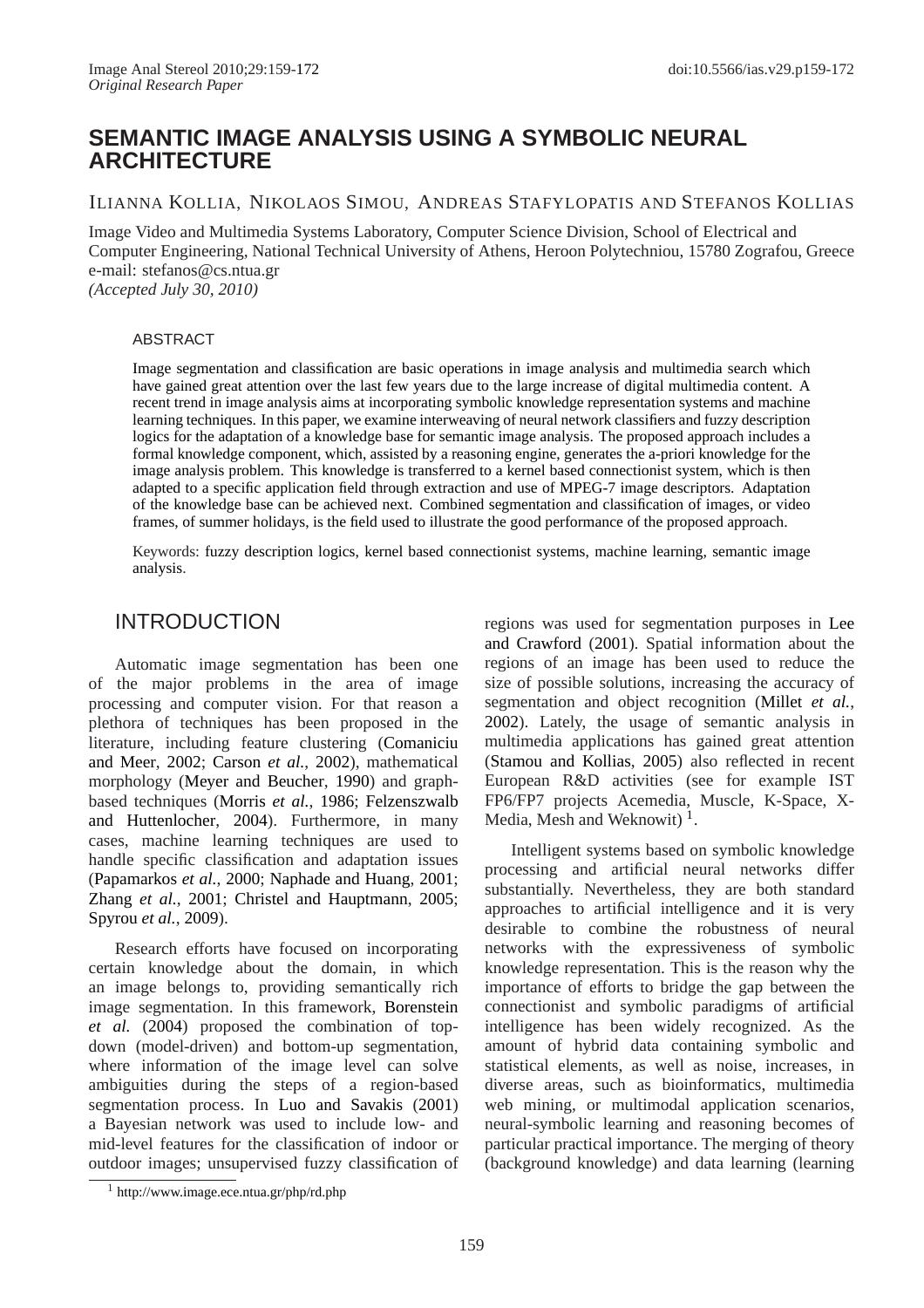*Original Research Paper*

# SEMANTIC IMAGE ANALYSIS USING A SYMBOLIC NEURAL ARCHITECTURE

ILIANNA KOLLIA, NIKOLAOS SIMOU, ANDREAS STAFYLOPATIS AND STEFANOS KOLLIAS

Image Video and Multimedia Systems Laboratory, Computer Science Division, School of Electrical and Computer Engineering, National Technical University of Athens, Heroon Polytechniou, 15780 Zografou, Greece
e-mail: stefanos@cs.ntua.gr
*(Accepted July 30, 2010)*

## ABSTRACT

Image segmentation and classification are basic operations in image analysis and multimedia search which have gained great attention over the last few years due to the large increase of digital multimedia content. A recent trend in image analysis aims at incorporating symbolic knowledge representation systems and machine learning techniques. In this paper, we examine interweaving of neural network classifiers and fuzzy description logics for the adaptation of a knowledge base for semantic image analysis. The proposed approach includes a formal knowledge component, which, assisted by a reasoning engine, generates the a-priori knowledge for the image analysis problem. This knowledge is transferred to a kernel based connectionist system, which is then adapted to a specific application field through extraction and use of MPEG-7 image descriptors. Adaptation of the knowledge base can be achieved next. Combined segmentation and classification of images, or video frames, of summer holidays, is the field used to illustrate the good performance of the proposed approach.

Keywords: fuzzy description logics, kernel based connectionist systems, machine learning, semantic image analysis.

## INTRODUCTION

Automatic image segmentation has been one of the major problems in the area of image processing and computer vision. For that reason a plethora of techniques has been proposed in the literature, including feature clustering (Comaniciu and Meer, 2002; Carson *et al.*, 2002), mathematical morphology (Meyer and Beucher, 1990) and graph-based techniques (Morris *et al.*, 1986; Felzenszwalb and Huttenlocher, 2004). Furthermore, in many cases, machine learning techniques are used to handle specific classification and adaptation issues (Papamarkos *et al.*, 2000; Naphade and Huang, 2001; Zhang *et al.*, 2001; Christel and Hauptmann, 2005; Spyrou *et al.*, 2009).

Research efforts have focused on incorporating certain knowledge about the domain, in which an image belongs to, providing semantically rich image segmentation. In this framework, Borenstein *et al.* (2004) proposed the combination of top-down (model-driven) and bottom-up segmentation, where information of the image level can solve ambiguities during the steps of a region-based segmentation process. In Luo and Savakis (2001) a Bayesian network was used to include low- and mid-level features for the classification of indoor or outdoor images; unsupervised fuzzy classification of regions was used for segmentation purposes in Lee and Crawford (2001). Spatial information about the regions of an image has been used to reduce the size of possible solutions, increasing the accuracy of segmentation and object recognition (Millet *et al.*, 2002). Lately, the usage of semantic analysis in multimedia applications has gained great attention (Stamou and Kollias, 2005) also reflected in recent European R&D activities (see for example IST FP6/FP7 projects Acemedia, Muscle, K-Space, X-Media, Mesh and Weknowit) [1].

Intelligent systems based on symbolic knowledge processing and artificial neural networks differ substantially. Nevertheless, they are both standard approaches to artificial intelligence and it is very desirable to combine the robustness of neural networks with the expressiveness of symbolic knowledge representation. This is the reason why the importance of efforts to bridge the gap between the connectionist and symbolic paradigms of artificial intelligence has been widely recognized. As the amount of hybrid data containing symbolic and statistical elements, as well as noise, increases, in diverse areas, such as bioinformatics, multimedia web mining, or multimodal application scenarios, neural-symbolic learning and reasoning becomes of particular practical importance. The merging of theory (background knowledge) and data learning (learning

[1] http://www.image.ece.ntua.gr/php/rd.php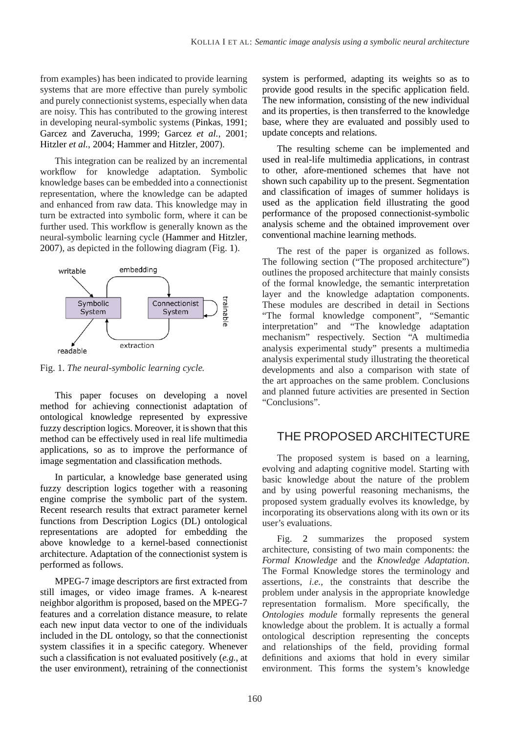from examples) has been indicated to provide learning systems that are more effective than purely symbolic and purely connectionist systems, especially when data are noisy. This has contributed to the growing interest in developing neural-symbolic systems (Pinkas, 1991; Garcez and Zaverucha, 1999; Garcez *et al.*, 2001; Hitzler *et al.*, 2004; Hammer and Hitzler, 2007).

This integration can be realized by an incremental workflow for knowledge adaptation. Symbolic knowledge bases can be embedded into a connectionist representation, where the knowledge can be adapted and enhanced from raw data. This knowledge may in turn be extracted into symbolic form, where it can be further used. This workflow is generally known as the neural-symbolic learning cycle (Hammer and Hitzler, 2007), as depicted in the following diagram (Fig. 1).

Fig. 1. *The neural-symbolic learning cycle.*

This paper focuses on developing a novel method for achieving connectionist adaptation of ontological knowledge represented by expressive fuzzy description logics. Moreover, it is shown that this method can be effectively used in real life multimedia applications, so as to improve the performance of image segmentation and classification methods.

In particular, a knowledge base generated using fuzzy description logics together with a reasoning engine comprise the symbolic part of the system. Recent research results that extract parameter kernel functions from Description Logics (DL) ontological representations are adopted for embedding the above knowledge to a kernel-based connectionist architecture. Adaptation of the connectionist system is performed as follows.

MPEG-7 image descriptors are first extracted from still images, or video image frames. A k-nearest neighbor algorithm is proposed, based on the MPEG-7 features and a correlation distance measure, to relate each new input data vector to one of the individuals included in the DL ontology, so that the connectionist system classifies it in a specific category. Whenever such a classification is not evaluated positively (*e.g.*, at the user environment), retraining of the connectionist system is performed, adapting its weights so as to provide good results in the specific application field. The new information, consisting of the new individual and its properties, is then transferred to the knowledge base, where they are evaluated and possibly used to update concepts and relations.

The resulting scheme can be implemented and used in real-life multimedia applications, in contrast to other, afore-mentioned schemes that have not shown such capability up to the present. Segmentation and classification of images of summer holidays is used as the application field illustrating the good performance of the proposed connectionist-symbolic analysis scheme and the obtained improvement over conventional machine learning methods.

The rest of the paper is organized as follows. The following section ("The proposed architecture") outlines the proposed architecture that mainly consists of the formal knowledge, the semantic interpretation layer and the knowledge adaptation components. These modules are described in detail in Sections "The formal knowledge component", "Semantic interpretation" and "The knowledge adaptation mechanism" respectively. Section "A multimedia analysis experimental study" presents a multimedia analysis experimental study illustrating the theoretical developments and also a comparison with state of the art approaches on the same problem. Conclusions and planned future activities are presented in Section "Conclusions".

## THE PROPOSED ARCHITECTURE

The proposed system is based on a learning, evolving and adapting cognitive model. Starting with basic knowledge about the nature of the problem and by using powerful reasoning mechanisms, the proposed system gradually evolves its knowledge, by incorporating its observations along with its own or its user's evaluations.

Fig. 2 summarizes the proposed system architecture, consisting of two main components: the *Formal Knowledge* and the *Knowledge Adaptation*. The Formal Knowledge stores the terminology and assertions, *i.e.*, the constraints that describe the problem under analysis in the appropriate knowledge representation formalism. More specifically, the *Ontologies module* formally represents the general knowledge about the problem. It is actually a formal ontological description representing the concepts and relationships of the field, providing formal definitions and axioms that hold in every similar environment. This forms the system's knowledge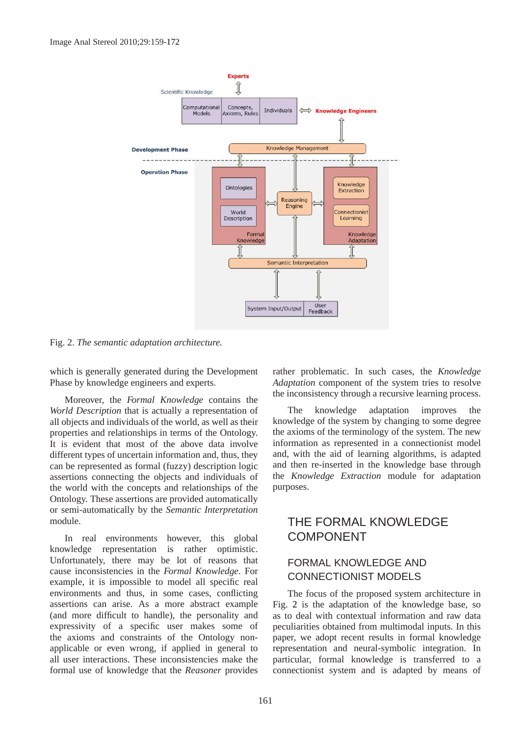Fig. 2. *The semantic adaptation architecture.*

which is generally generated during the Development Phase by knowledge engineers and experts.

Moreover, the *Formal Knowledge* contains the *World Description* that is actually a representation of all objects and individuals of the world, as well as their properties and relationships in terms of the Ontology. It is evident that most of the above data involve different types of uncertain information and, thus, they can be represented as formal (fuzzy) description logic assertions connecting the objects and individuals of the world with the concepts and relationships of the Ontology. These assertions are provided automatically or semi-automatically by the *Semantic Interpretation* module.

In real environments however, this global knowledge representation is rather optimistic. Unfortunately, there may be lot of reasons that cause inconsistencies in the *Formal Knowledge*. For example, it is impossible to model all specific real environments and thus, in some cases, conflicting assertions can arise. As a more abstract example (and more difficult to handle), the personality and expressivity of a specific user makes some of the axioms and constraints of the Ontology non-applicable or even wrong, if applied in general to all user interactions. These inconsistencies make the formal use of knowledge that the *Reasoner* provides rather problematic. In such cases, the *Knowledge Adaptation* component of the system tries to resolve the inconsistency through a recursive learning process.

The knowledge adaptation improves the knowledge of the system by changing to some degree the axioms of the terminology of the system. The new information as represented in a connectionist model and, with the aid of learning algorithms, is adapted and then re-inserted in the knowledge base through the *Knowledge Extraction* module for adaptation purposes.

# THE FORMAL KNOWLEDGE COMPONENT

## FORMAL KNOWLEDGE AND CONNECTIONIST MODELS

The focus of the proposed system architecture in Fig. 2 is the adaptation of the knowledge base, so as to deal with contextual information and raw data peculiarities obtained from multimodal inputs. In this paper, we adopt recent results in formal knowledge representation and neural-symbolic integration. In particular, formal knowledge is transferred to a connectionist system and is adapted by means of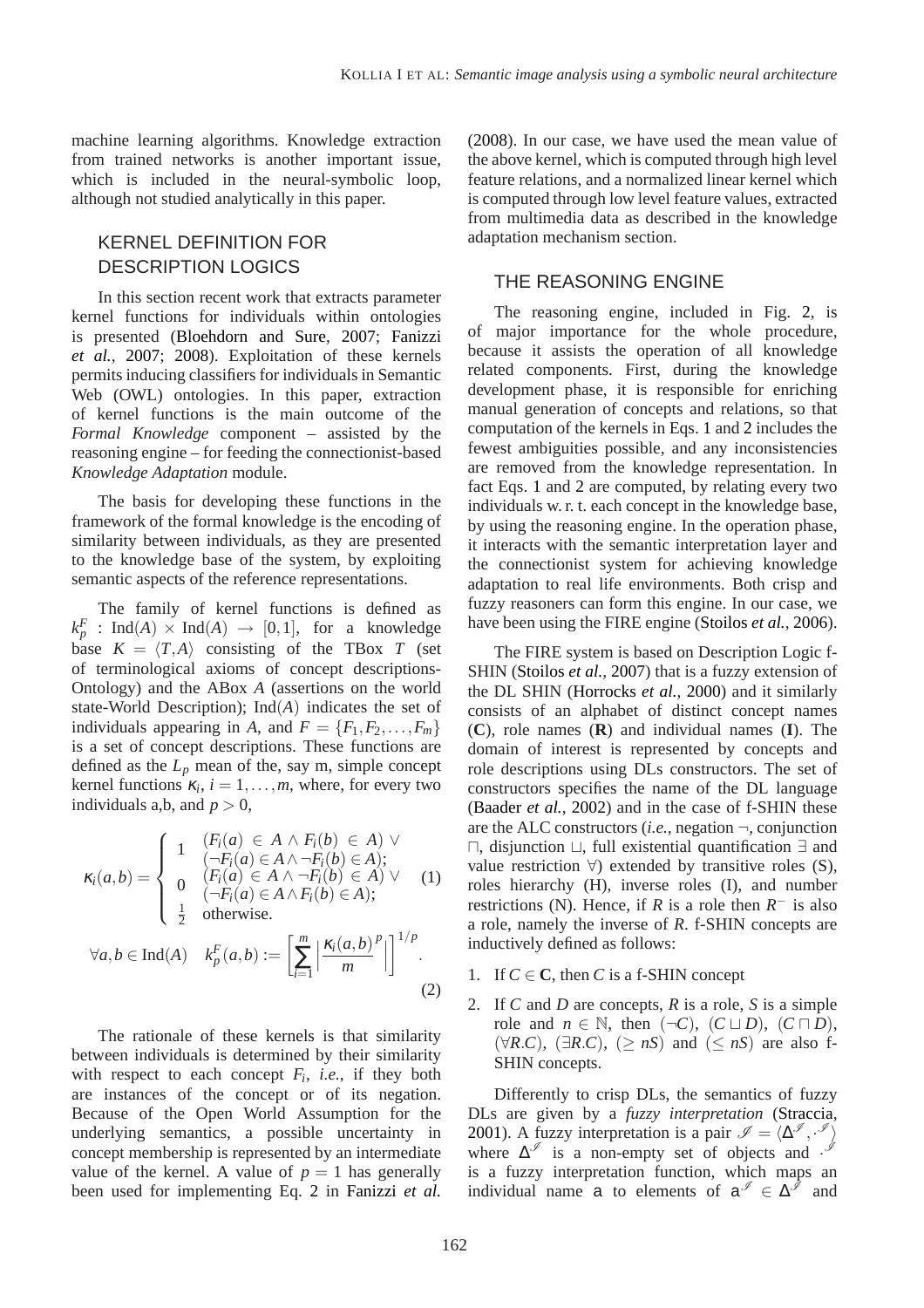machine learning algorithms. Knowledge extraction from trained networks is another important issue, which is included in the neural-symbolic loop, although not studied analytically in this paper.

## KERNEL DEFINITION FOR DESCRIPTION LOGICS

In this section recent work that extracts parameter kernel functions for individuals within ontologies is presented (Bloehdorn and Sure, 2007; Fanizzi *et al.*, 2007; 2008). Exploitation of these kernels permits inducing classifiers for individuals in Semantic Web (OWL) ontologies. In this paper, extraction of kernel functions is the main outcome of the *Formal Knowledge* component – assisted by the reasoning engine – for feeding the connectionist-based *Knowledge Adaptation* module.

The basis for developing these functions in the framework of the formal knowledge is the encoding of similarity between individuals, as they are presented to the knowledge base of the system, by exploiting semantic aspects of the reference representations.

The family of kernel functions is defined as $k_p^F : \mathrm{Ind}(A) \times \mathrm{Ind}(A) \rightarrow [0,1]$, for a knowledge base $K = \langle T, A \rangle$ consisting of the TBox $T$ (set of terminological axioms of concept descriptions-Ontology) and the ABox $A$ (assertions on the world state-World Description); $\mathrm{Ind}(A)$ indicates the set of individuals appearing in $A$, and $F = \{F_1, F_2, \ldots, F_m\}$ is a set of concept descriptions. These functions are defined as the $L_p$ mean of the, say m, simple concept kernel functions $\kappa_i$, $i = 1, \ldots, m$, where, for every two individuals a,b, and $p > 0$,

$$\kappa_i(a,b) = \begin{cases} 1 & (F_i(a) \in A \wedge F_i(b) \in A) \vee \\ & (\neg F_i(a) \in A \wedge \neg F_i(b) \in A); \\ 0 & (F_i(a) \in A \wedge \neg F_i(b) \in A) \vee \\ & (\neg F_i(a) \in A \wedge F_i(b) \in A); \\ \frac{1}{2} & \text{otherwise.} \end{cases} \quad (1)$$

$$\forall a, b \in \mathrm{Ind}(A) \quad k_p^F(a,b) := \left[ \sum_{i=1}^{m} \left| \frac{\kappa_i(a,b)^p}{m} \right| \right]^{1/p}. \quad (2)$$

The rationale of these kernels is that similarity between individuals is determined by their similarity with respect to each concept $F_i$, *i.e.*, if they both are instances of the concept or of its negation. Because of the Open World Assumption for the underlying semantics, a possible uncertainty in concept membership is represented by an intermediate value of the kernel. A value of $p = 1$ has generally been used for implementing Eq. 2 in Fanizzi *et al.* (2008). In our case, we have used the mean value of the above kernel, which is computed through high level feature relations, and a normalized linear kernel which is computed through low level feature values, extracted from multimedia data as described in the knowledge adaptation mechanism section.

## THE REASONING ENGINE

The reasoning engine, included in Fig. 2, is of major importance for the whole procedure, because it assists the operation of all knowledge related components. First, during the knowledge development phase, it is responsible for enriching manual generation of concepts and relations, so that computation of the kernels in Eqs. 1 and 2 includes the fewest ambiguities possible, and any inconsistencies are removed from the knowledge representation. In fact Eqs. 1 and 2 are computed, by relating every two individuals w. r. t. each concept in the knowledge base, by using the reasoning engine. In the operation phase, it interacts with the semantic interpretation layer and the connectionist system for achieving knowledge adaptation to real life environments. Both crisp and fuzzy reasoners can form this engine. In our case, we have been using the FIRE engine (Stoilos *et al.*, 2006).

The FIRE system is based on Description Logic f-SHIN (Stoilos *et al.*, 2007) that is a fuzzy extension of the DL SHIN (Horrocks *et al.*, 2000) and it similarly consists of an alphabet of distinct concept names (**C**), role names (**R**) and individual names (**I**). The domain of interest is represented by concepts and role descriptions using DLs constructors. The set of constructors specifies the name of the DL language (Baader *et al.*, 2002) and in the case of f-SHIN these are the ALC constructors (*i.e.*, negation $\neg$, conjunction $\sqcap$, disjunction $\sqcup$, full existential quantification $\exists$ and value restriction $\forall$) extended by transitive roles (S), roles hierarchy (H), inverse roles (I), and number restrictions (N). Hence, if $R$ is a role then $R^-$ is also a role, namely the inverse of $R$. f-SHIN concepts are inductively defined as follows:

1. If $C \in \mathbf{C}$, then $C$ is a f-SHIN concept
2. If $C$ and $D$ are concepts, $R$ is a role, $S$ is a simple role and $n \in \mathbb{N}$, then $(\neg C)$, $(C \sqcup D)$, $(C \sqcap D)$, $(\forall R.C)$, $(\exists R.C)$, $(\geq nS)$ and $(\leq nS)$ are also f-SHIN concepts.

Differently to crisp DLs, the semantics of fuzzy DLs are given by a *fuzzy interpretation* (Straccia, 2001). A fuzzy interpretation is a pair $\mathscr{I} = \langle \Delta^{\mathscr{I}}, \cdot^{\mathscr{I}} \rangle$ where $\Delta^{\mathscr{I}}$ is a non-empty set of objects and $\cdot^{\mathscr{I}}$ is a fuzzy interpretation function, which maps an individual name $\mathsf{a}$ to elements of $\mathsf{a}^{\mathscr{I}} \in \Delta^{\mathscr{I}}$ and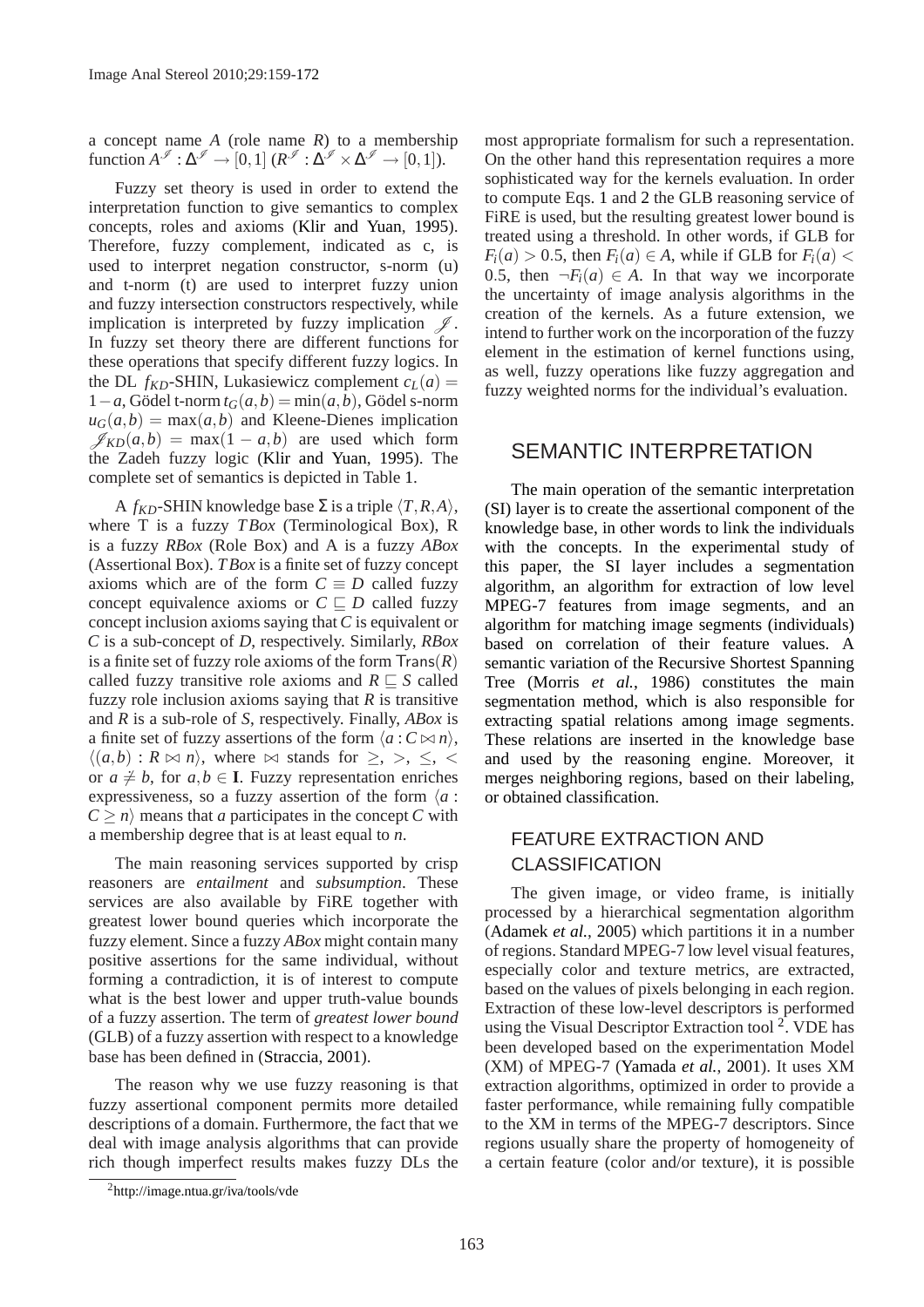a concept name $A$ (role name $R$) to a membership function $A^{\mathscr{I}} : \Delta^{\mathscr{I}} \rightarrow [0,1]$ ($R^{\mathscr{I}} : \Delta^{\mathscr{I}} \times \Delta^{\mathscr{I}} \rightarrow [0,1]$).

Fuzzy set theory is used in order to extend the interpretation function to give semantics to complex concepts, roles and axioms (Klir and Yuan, 1995). Therefore, fuzzy complement, indicated as c, is used to interpret negation constructor, s-norm (u) and t-norm (t) are used to interpret fuzzy union and fuzzy intersection constructors respectively, while implication is interpreted by fuzzy implication $\mathscr{J}$. In fuzzy set theory there are different functions for these operations that specify different fuzzy logics. In the DL $f_{KD}$-SHIN, Lukasiewicz complement $c_L(a) = 1-a$, Gödel t-norm $t_G(a,b) = \min(a,b)$, Gödel s-norm $u_G(a,b) = \max(a,b)$ and Kleene-Dienes implication $\mathscr{J}_{KD}(a,b) = \max(1-a,b)$ are used which form the Zadeh fuzzy logic (Klir and Yuan, 1995). The complete set of semantics is depicted in Table 1.

A $f_{KD}$-SHIN knowledge base $\Sigma$ is a triple $\langle T,R,A \rangle$, where T is a fuzzy *TBox* (Terminological Box), R is a fuzzy *RBox* (Role Box) and A is a fuzzy *ABox* (Assertional Box). *TBox* is a finite set of fuzzy concept axioms which are of the form $C \equiv D$ called fuzzy concept equivalence axioms or $C \sqsubseteq D$ called fuzzy concept inclusion axioms saying that $C$ is equivalent or $C$ is a sub-concept of $D$, respectively. Similarly, *RBox* is a finite set of fuzzy role axioms of the form $\mathsf{Trans}(R)$ called fuzzy transitive role axioms and $R \sqsubseteq S$ called fuzzy role inclusion axioms saying that $R$ is transitive and $R$ is a sub-role of $S$, respectively. Finally, *ABox* is a finite set of fuzzy assertions of the form $\langle a : C \bowtie n \rangle$, $\langle (a,b) : R \bowtie n \rangle$, where $\bowtie$ stands for $\geq$, $>$, $\leq$, $<$ or $a \neq b$, for $a,b \in \mathbf{I}$. Fuzzy representation enriches expressiveness, so a fuzzy assertion of the form $\langle a : C \geq n \rangle$ means that $a$ participates in the concept $C$ with a membership degree that is at least equal to $n$.

The main reasoning services supported by crisp reasoners are *entailment* and *subsumption*. These services are also available by FiRE together with greatest lower bound queries which incorporate the fuzzy element. Since a fuzzy *ABox* might contain many positive assertions for the same individual, without forming a contradiction, it is of interest to compute what is the best lower and upper truth-value bounds of a fuzzy assertion. The term of *greatest lower bound* (GLB) of a fuzzy assertion with respect to a knowledge base has been defined in (Straccia, 2001).

The reason why we use fuzzy reasoning is that fuzzy assertional component permits more detailed descriptions of a domain. Furthermore, the fact that we deal with image analysis algorithms that can provide rich though imperfect results makes fuzzy DLs the most appropriate formalism for such a representation. On the other hand this representation requires a more sophisticated way for the kernels evaluation. In order to compute Eqs. 1 and 2 the GLB reasoning service of FiRE is used, but the resulting greatest lower bound is treated using a threshold. In other words, if GLB for $F_i(a) > 0.5$, then $F_i(a) \in A$, while if GLB for $F_i(a) < 0.5$, then $\neg F_i(a) \in A$. In that way we incorporate the uncertainty of image analysis algorithms in the creation of the kernels. As a future extension, we intend to further work on the incorporation of the fuzzy element in the estimation of kernel functions using, as well, fuzzy operations like fuzzy aggregation and fuzzy weighted norms for the individual's evaluation.

## SEMANTIC INTERPRETATION

The main operation of the semantic interpretation (SI) layer is to create the assertional component of the knowledge base, in other words to link the individuals with the concepts. In the experimental study of this paper, the SI layer includes a segmentation algorithm, an algorithm for extraction of low level MPEG-7 features from image segments, and an algorithm for matching image segments (individuals) based on correlation of their feature values. A semantic variation of the Recursive Shortest Spanning Tree (Morris *et al.*, 1986) constitutes the main segmentation method, which is also responsible for extracting spatial relations among image segments. These relations are inserted in the knowledge base and used by the reasoning engine. Moreover, it merges neighboring regions, based on their labeling, or obtained classification.

### FEATURE EXTRACTION AND CLASSIFICATION

The given image, or video frame, is initially processed by a hierarchical segmentation algorithm (Adamek *et al.*, 2005) which partitions it in a number of regions. Standard MPEG-7 low level visual features, especially color and texture metrics, are extracted, based on the values of pixels belonging in each region. Extraction of these low-level descriptors is performed using the Visual Descriptor Extraction tool [2]. VDE has been developed based on the experimentation Model (XM) of MPEG-7 (Yamada *et al.*, 2001). It uses XM extraction algorithms, optimized in order to provide a faster performance, while remaining fully compatible to the XM in terms of the MPEG-7 descriptors. Since regions usually share the property of homogeneity of a certain feature (color and/or texture), it is possible

[2] http://image.ntua.gr/iva/tools/vde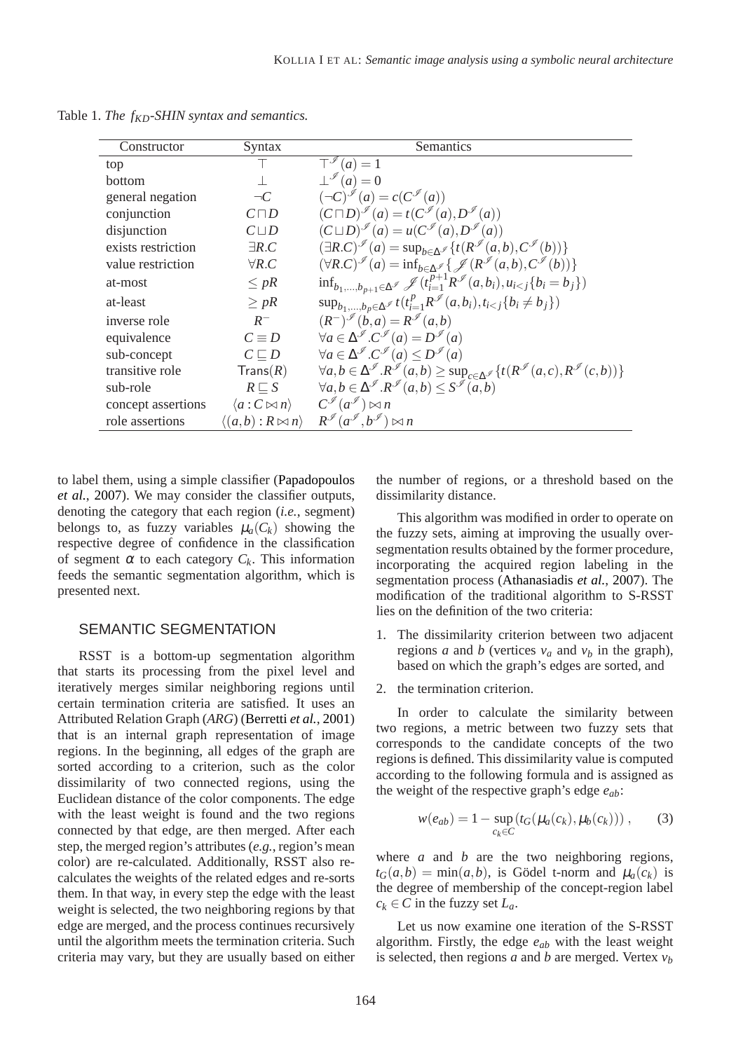Table 1. *The $f_{KD}$-SHIN syntax and semantics.*

| Constructor | Syntax | Semantics |
|---|---|---|
| top | $\top$ | $\top^{\mathcal{I}}(a) = 1$ |
| bottom | $\bot$ | $\bot^{\mathcal{I}}(a) = 0$ |
| general negation | $\neg C$ | $(\neg C)^{\mathcal{I}}(a) = c(C^{\mathcal{I}}(a))$ |
| conjunction | $C \sqcap D$ | $(C \sqcap D)^{\mathcal{I}}(a) = t(C^{\mathcal{I}}(a), D^{\mathcal{I}}(a))$ |
| disjunction | $C \sqcup D$ | $(C \sqcup D)^{\mathcal{I}}(a) = u(C^{\mathcal{I}}(a), D^{\mathcal{I}}(a))$ |
| exists restriction | $\exists R.C$ | $(\exists R.C)^{\mathcal{I}}(a) = \sup_{b \in \Delta^{\mathcal{I}}}\{t(R^{\mathcal{I}}(a,b), C^{\mathcal{I}}(b))\}$ |
| value restriction | $\forall R.C$ | $(\forall R.C)^{\mathcal{I}}(a) = \inf_{b \in \Delta^{\mathcal{I}}}\{\mathcal{J}(R^{\mathcal{I}}(a,b), C^{\mathcal{I}}(b))\}$ |
| at-most | $\leq pR$ | $\inf_{b_1,\ldots,b_{p+1} \in \Delta^{\mathcal{I}}} \mathcal{J}(t_{i=1}^{p+1} R^{\mathcal{I}}(a,b_i), u_{i<j}\{b_i = b_j\})$ |
| at-least | $\geq pR$ | $\sup_{b_1,\ldots,b_p \in \Delta^{\mathcal{I}}} t(t_{i=1}^{p} R^{\mathcal{I}}(a,b_i), t_{i<j}\{b_i \neq b_j\})$ |
| inverse role | $R^-$ | $(R^-)^{\mathcal{I}}(b,a) = R^{\mathcal{I}}(a,b)$ |
| equivalence | $C \equiv D$ | $\forall a \in \Delta^{\mathcal{I}}.C^{\mathcal{I}}(a) = D^{\mathcal{I}}(a)$ |
| sub-concept | $C \sqsubseteq D$ | $\forall a \in \Delta^{\mathcal{I}}.C^{\mathcal{I}}(a) \leq D^{\mathcal{I}}(a)$ |
| transitive role | $\mathsf{Trans}(R)$ | $\forall a,b \in \Delta^{\mathcal{I}}.R^{\mathcal{I}}(a,b) \geq \sup_{c \in \Delta^{\mathcal{I}}}\{t(R^{\mathcal{I}}(a,c), R^{\mathcal{I}}(c,b))\}$ |
| sub-role | $R \sqsubseteq S$ | $\forall a,b \in \Delta^{\mathcal{I}}.R^{\mathcal{I}}(a,b) \leq S^{\mathcal{I}}(a,b)$ |
| concept assertions | $\langle a : C \bowtie n \rangle$ | $C^{\mathcal{I}}(a^{\mathcal{I}}) \bowtie n$ |
| role assertions | $\langle (a,b) : R \bowtie n \rangle$ | $R^{\mathcal{I}}(a^{\mathcal{I}}, b^{\mathcal{I}}) \bowtie n$ |

to label them, using a simple classifier (Papadopoulos *et al.*, 2007). We may consider the classifier outputs, denoting the category that each region (*i.e.*, segment) belongs to, as fuzzy variables $\mu_a(C_k)$ showing the respective degree of confidence in the classification of segment $\alpha$ to each category $C_k$. This information feeds the semantic segmentation algorithm, which is presented next.

## SEMANTIC SEGMENTATION

RSST is a bottom-up segmentation algorithm that starts its processing from the pixel level and iteratively merges similar neighboring regions until certain termination criteria are satisfied. It uses an Attributed Relation Graph (*ARG*) (Berretti *et al.*, 2001) that is an internal graph representation of image regions. In the beginning, all edges of the graph are sorted according to a criterion, such as the color dissimilarity of two connected regions, using the Euclidean distance of the color components. The edge with the least weight is found and the two regions connected by that edge, are then merged. After each step, the merged region's attributes (*e.g.*, region's mean color) are re-calculated. Additionally, RSST also re-calculates the weights of the related edges and re-sorts them. In that way, in every step the edge with the least weight is selected, the two neighboring regions by that edge are merged, and the process continues recursively until the algorithm meets the termination criteria. Such criteria may vary, but they are usually based on either the number of regions, or a threshold based on the dissimilarity distance.

This algorithm was modified in order to operate on the fuzzy sets, aiming at improving the usually over-segmentation results obtained by the former procedure, incorporating the acquired region labeling in the segmentation process (Athanasiadis *et al.*, 2007). The modification of the traditional algorithm to S-RSST lies on the definition of the two criteria:

1. The dissimilarity criterion between two adjacent regions $a$ and $b$ (vertices $v_a$ and $v_b$ in the graph), based on which the graph's edges are sorted, and
2. the termination criterion.

In order to calculate the similarity between two regions, a metric between two fuzzy sets that corresponds to the candidate concepts of the two regions is defined. This dissimilarity value is computed according to the following formula and is assigned as the weight of the respective graph's edge $e_{ab}$:

$$w(e_{ab}) = 1 - \sup_{c_k \in C}(t_G(\mu_a(c_k), \mu_b(c_k))) , \qquad (3)$$

where $a$ and $b$ are the two neighboring regions, $t_G(a,b) = \min(a,b)$, is Gödel t-norm and $\mu_a(c_k)$ is the degree of membership of the concept-region label $c_k \in C$ in the fuzzy set $L_a$.

Let us now examine one iteration of the S-RSST algorithm. Firstly, the edge $e_{ab}$ with the least weight is selected, then regions $a$ and $b$ are merged. Vertex $v_b$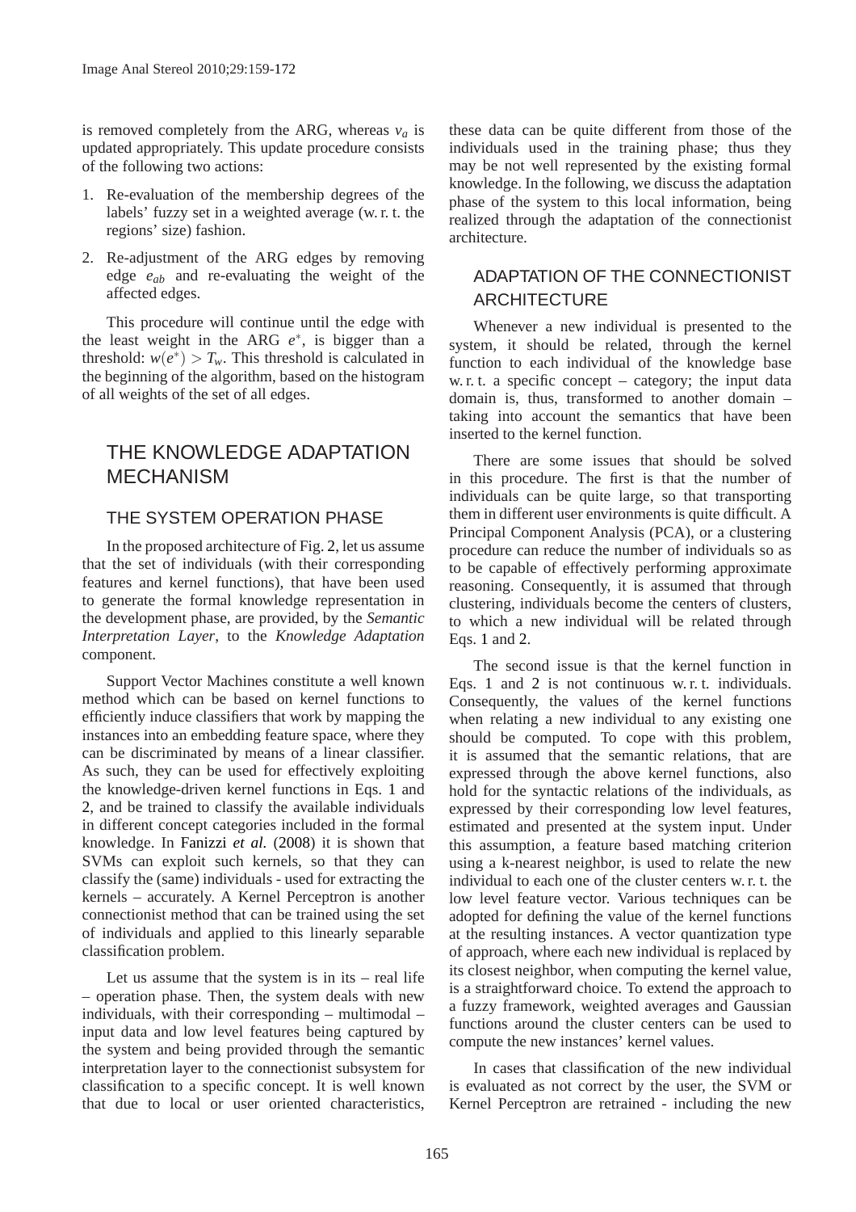is removed completely from the ARG, whereas $v_a$ is updated appropriately. This update procedure consists of the following two actions:

1. Re-evaluation of the membership degrees of the labels' fuzzy set in a weighted average (w. r. t. the regions' size) fashion.
2. Re-adjustment of the ARG edges by removing edge $e_{ab}$ and re-evaluating the weight of the affected edges.

This procedure will continue until the edge with the least weight in the ARG $e^*$, is bigger than a threshold: $w(e^*) > T_w$. This threshold is calculated in the beginning of the algorithm, based on the histogram of all weights of the set of all edges.

# THE KNOWLEDGE ADAPTATION MECHANISM

## THE SYSTEM OPERATION PHASE

In the proposed architecture of Fig. 2, let us assume that the set of individuals (with their corresponding features and kernel functions), that have been used to generate the formal knowledge representation in the development phase, are provided, by the *Semantic Interpretation Layer*, to the *Knowledge Adaptation* component.

Support Vector Machines constitute a well known method which can be based on kernel functions to efficiently induce classifiers that work by mapping the instances into an embedding feature space, where they can be discriminated by means of a linear classifier. As such, they can be used for effectively exploiting the knowledge-driven kernel functions in Eqs. 1 and 2, and be trained to classify the available individuals in different concept categories included in the formal knowledge. In Fanizzi *et al.* (2008) it is shown that SVMs can exploit such kernels, so that they can classify the (same) individuals - used for extracting the kernels – accurately. A Kernel Perceptron is another connectionist method that can be trained using the set of individuals and applied to this linearly separable classification problem.

Let us assume that the system is in its – real life – operation phase. Then, the system deals with new individuals, with their corresponding – multimodal – input data and low level features being captured by the system and being provided through the semantic interpretation layer to the connectionist subsystem for classification to a specific concept. It is well known that due to local or user oriented characteristics, these data can be quite different from those of the individuals used in the training phase; thus they may be not well represented by the existing formal knowledge. In the following, we discuss the adaptation phase of the system to this local information, being realized through the adaptation of the connectionist architecture.

## ADAPTATION OF THE CONNECTIONIST ARCHITECTURE

Whenever a new individual is presented to the system, it should be related, through the kernel function to each individual of the knowledge base w. r. t. a specific concept – category; the input data domain is, thus, transformed to another domain – taking into account the semantics that have been inserted to the kernel function.

There are some issues that should be solved in this procedure. The first is that the number of individuals can be quite large, so that transporting them in different user environments is quite difficult. A Principal Component Analysis (PCA), or a clustering procedure can reduce the number of individuals so as to be capable of effectively performing approximate reasoning. Consequently, it is assumed that through clustering, individuals become the centers of clusters, to which a new individual will be related through Eqs. 1 and 2.

The second issue is that the kernel function in Eqs. 1 and 2 is not continuous w. r. t. individuals. Consequently, the values of the kernel functions when relating a new individual to any existing one should be computed. To cope with this problem, it is assumed that the semantic relations, that are expressed through the above kernel functions, also hold for the syntactic relations of the individuals, as expressed by their corresponding low level features, estimated and presented at the system input. Under this assumption, a feature based matching criterion using a k-nearest neighbor, is used to relate the new individual to each one of the cluster centers w. r. t. the low level feature vector. Various techniques can be adopted for defining the value of the kernel functions at the resulting instances. A vector quantization type of approach, where each new individual is replaced by its closest neighbor, when computing the kernel value, is a straightforward choice. To extend the approach to a fuzzy framework, weighted averages and Gaussian functions around the cluster centers can be used to compute the new instances' kernel values.

In cases that classification of the new individual is evaluated as not correct by the user, the SVM or Kernel Perceptron are retrained - including the new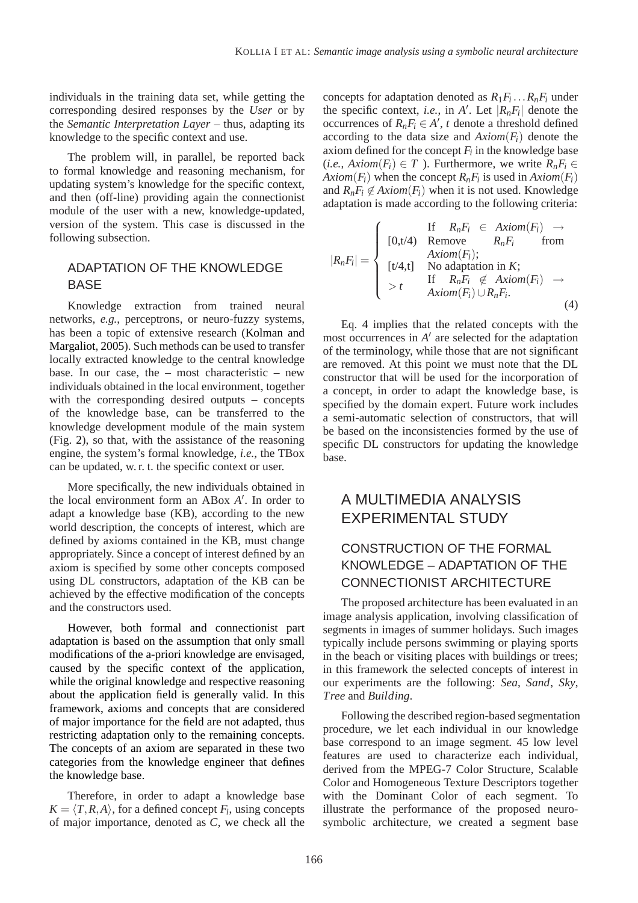individuals in the training data set, while getting the corresponding desired responses by the *User* or by the *Semantic Interpretation Layer* – thus, adapting its knowledge to the specific context and use.

The problem will, in parallel, be reported back to formal knowledge and reasoning mechanism, for updating system's knowledge for the specific context, and then (off-line) providing again the connectionist module of the user with a new, knowledge-updated, version of the system. This case is discussed in the following subsection.

## ADAPTATION OF THE KNOWLEDGE BASE

Knowledge extraction from trained neural networks, *e.g.*, perceptrons, or neuro-fuzzy systems, has been a topic of extensive research (Kolman and Margaliot, 2005). Such methods can be used to transfer locally extracted knowledge to the central knowledge base. In our case, the – most characteristic – new individuals obtained in the local environment, together with the corresponding desired outputs – concepts of the knowledge base, can be transferred to the knowledge development module of the main system (Fig. 2), so that, with the assistance of the reasoning engine, the system's formal knowledge, *i.e.*, the TBox can be updated, w. r. t. the specific context or user.

More specifically, the new individuals obtained in the local environment form an ABox $A'$. In order to adapt a knowledge base (KB), according to the new world description, the concepts of interest, which are defined by axioms contained in the KB, must change appropriately. Since a concept of interest defined by an axiom is specified by some other concepts composed using DL constructors, adaptation of the KB can be achieved by the effective modification of the concepts and the constructors used.

However, both formal and connectionist part adaptation is based on the assumption that only small modifications of the a-priori knowledge are envisaged, caused by the specific context of the application, while the original knowledge and respective reasoning about the application field is generally valid. In this framework, axioms and concepts that are considered of major importance for the field are not adapted, thus restricting adaptation only to the remaining concepts. The concepts of an axiom are separated in these two categories from the knowledge engineer that defines the knowledge base.

Therefore, in order to adapt a knowledge base $K = \langle T, R, A \rangle$, for a defined concept $F_i$, using concepts of major importance, denoted as $C$, we check all the concepts for adaptation denoted as $R_1F_i \dots R_nF_i$ under the specific context, *i.e.*, in $A'$. Let $|R_nF_i|$ denote the occurrences of $R_nF_i \in A'$, $t$ denote a threshold defined according to the data size and $Axiom(F_i)$ denote the axiom defined for the concept $F_i$ in the knowledge base (*i.e.*, $Axiom(F_i) \in T$ ). Furthermore, we write $R_nF_i \in Axiom(F_i)$ when the concept $R_nF_i$ is used in $Axiom(F_i)$ and $R_nF_i \notin Axiom(F_i)$ when it is not used. Knowledge adaptation is made according to the following criteria:

$$|R_nF_i| = \begin{cases} [0, t/4) & \text{If } R_nF_i \in Axiom(F_i) \rightarrow \text{Remove } R_nF_i \text{ from } Axiom(F_i); \\ [t/4, t] & \text{No adaptation in } K; \\ > t & \text{If } R_nF_i \notin Axiom(F_i) \rightarrow Axiom(F_i) \cup R_nF_i. \end{cases} \quad (4)$$

Eq. 4 implies that the related concepts with the most occurrences in $A'$ are selected for the adaptation of the terminology, while those that are not significant are removed. At this point we must note that the DL constructor that will be used for the incorporation of a concept, in order to adapt the knowledge base, is specified by the domain expert. Future work includes a semi-automatic selection of constructors, that will be based on the inconsistencies formed by the use of specific DL constructors for updating the knowledge base.

# A MULTIMEDIA ANALYSIS EXPERIMENTAL STUDY

## CONSTRUCTION OF THE FORMAL KNOWLEDGE – ADAPTATION OF THE CONNECTIONIST ARCHITECTURE

The proposed architecture has been evaluated in an image analysis application, involving classification of segments in images of summer holidays. Such images typically include persons swimming or playing sports in the beach or visiting places with buildings or trees; in this framework the selected concepts of interest in our experiments are the following: *Sea*, *Sand*, *Sky*, *Tree* and *Building*.

Following the described region-based segmentation procedure, we let each individual in our knowledge base correspond to an image segment. 45 low level features are used to characterize each individual, derived from the MPEG-7 Color Structure, Scalable Color and Homogeneous Texture Descriptors together with the Dominant Color of each segment. To illustrate the performance of the proposed neuro-symbolic architecture, we created a segment base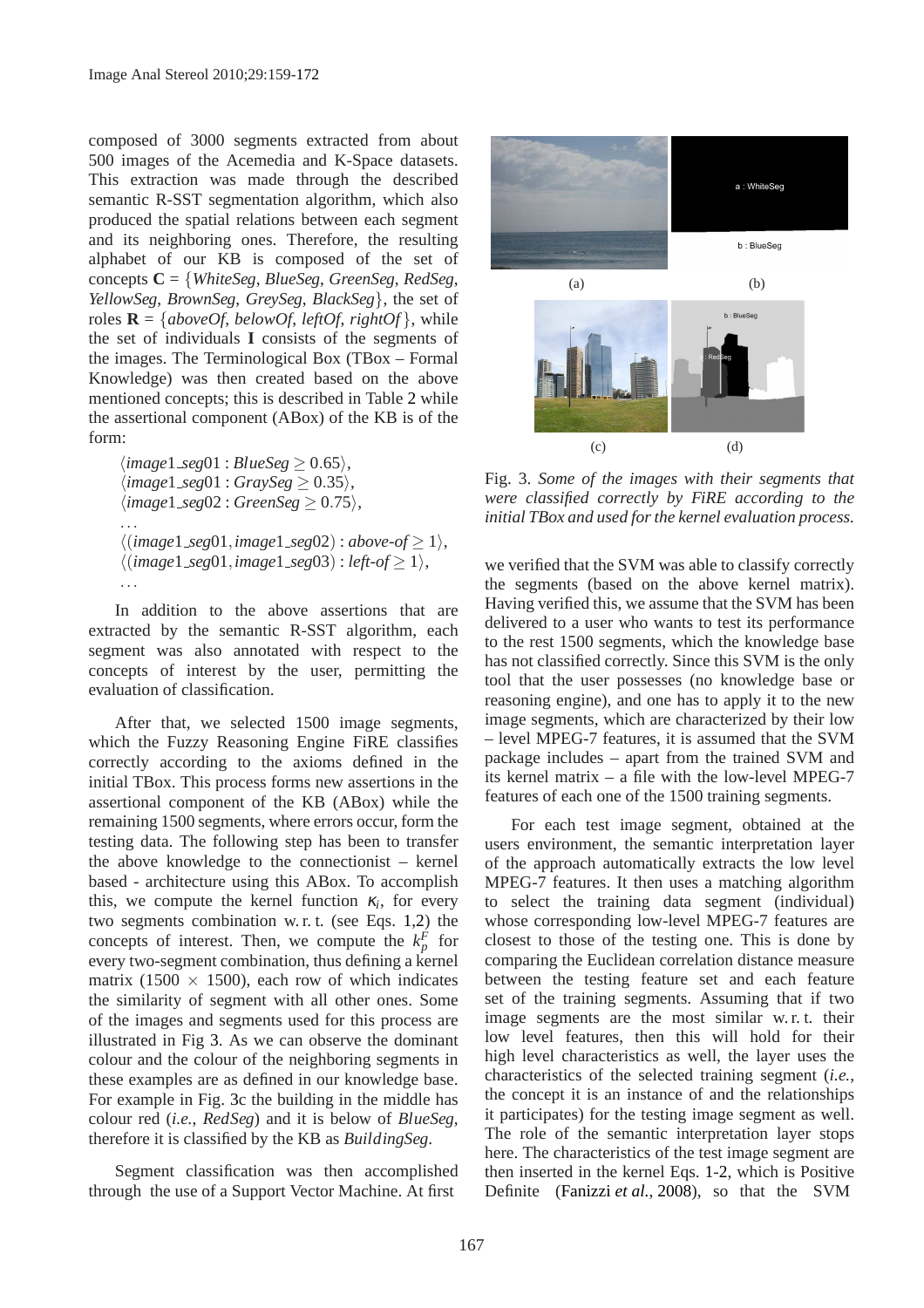composed of 3000 segments extracted from about 500 images of the Acemedia and K-Space datasets. This extraction was made through the described semantic R-SST segmentation algorithm, which also produced the spatial relations between each segment and its neighboring ones. Therefore, the resulting alphabet of our KB is composed of the set of concepts **C** = {*WhiteSeg*, *BlueSeg*, *GreenSeg*, *RedSeg*, *YellowSeg*, *BrownSeg*, *GreySeg*, *BlackSeg*}, the set of roles **R** = {*aboveOf*, *belowOf*, *leftOf*, *rightOf*}, while the set of individuals **I** consists of the segments of the images. The Terminological Box (TBox – Formal Knowledge) was then created based on the above mentioned concepts; this is described in Table 2 while the assertional component (ABox) of the KB is of the form:

$\langle image1\_seg01 : BlueSeg \geq 0.65\rangle$,
$\langle image1\_seg01 : GraySeg \geq 0.35\rangle$,
$\langle image1\_seg02 : GreenSeg \geq 0.75\rangle$,
...
$\langle (image1\_seg01, image1\_seg02) : above\text{-}of \geq 1\rangle$,
$\langle (image1\_seg01, image1\_seg03) : left\text{-}of \geq 1\rangle$,
...

In addition to the above assertions that are extracted by the semantic R-SST algorithm, each segment was also annotated with respect to the concepts of interest by the user, permitting the evaluation of classification.

After that, we selected 1500 image segments, which the Fuzzy Reasoning Engine FiRE classifies correctly according to the axioms defined in the initial TBox. This process forms new assertions in the assertional component of the KB (ABox) while the remaining 1500 segments, where errors occur, form the testing data. The following step has been to transfer the above knowledge to the connectionist – kernel based - architecture using this ABox. To accomplish this, we compute the kernel function $\kappa_i$, for every two segments combination w. r. t. (see Eqs. 1,2) the concepts of interest. Then, we compute the $k_p^F$ for every two-segment combination, thus defining a kernel matrix (1500 $\times$ 1500), each row of which indicates the similarity of segment with all other ones. Some of the images and segments used for this process are illustrated in Fig 3. As we can observe the dominant colour and the colour of the neighboring segments in these examples are as defined in our knowledge base. For example in Fig. 3c the building in the middle has colour red (*i.e.*, *RedSeg*) and it is below of *BlueSeg*, therefore it is classified by the KB as *BuildingSeg*.

Segment classification was then accomplished through the use of a Support Vector Machine. At first

Fig. 3. *Some of the images with their segments that were classified correctly by FiRE according to the initial TBox and used for the kernel evaluation process.*

we verified that the SVM was able to classify correctly the segments (based on the above kernel matrix). Having verified this, we assume that the SVM has been delivered to a user who wants to test its performance to the rest 1500 segments, which the knowledge base has not classified correctly. Since this SVM is the only tool that the user possesses (no knowledge base or reasoning engine), and one has to apply it to the new image segments, which are characterized by their low – level MPEG-7 features, it is assumed that the SVM package includes – apart from the trained SVM and its kernel matrix – a file with the low-level MPEG-7 features of each one of the 1500 training segments.

For each test image segment, obtained at the users environment, the semantic interpretation layer of the approach automatically extracts the low level MPEG-7 features. It then uses a matching algorithm to select the training data segment (individual) whose corresponding low-level MPEG-7 features are closest to those of the testing one. This is done by comparing the Euclidean correlation distance measure between the testing feature set and each feature set of the training segments. Assuming that if two image segments are the most similar w. r. t. their low level features, then this will hold for their high level characteristics as well, the layer uses the characteristics of the selected training segment (*i.e.*, the concept it is an instance of and the relationships it participates) for the testing image segment as well. The role of the semantic interpretation layer stops here. The characteristics of the test image segment are then inserted in the kernel Eqs. 1-2, which is Positive Definite (Fanizzi *et al.*, 2008), so that the SVM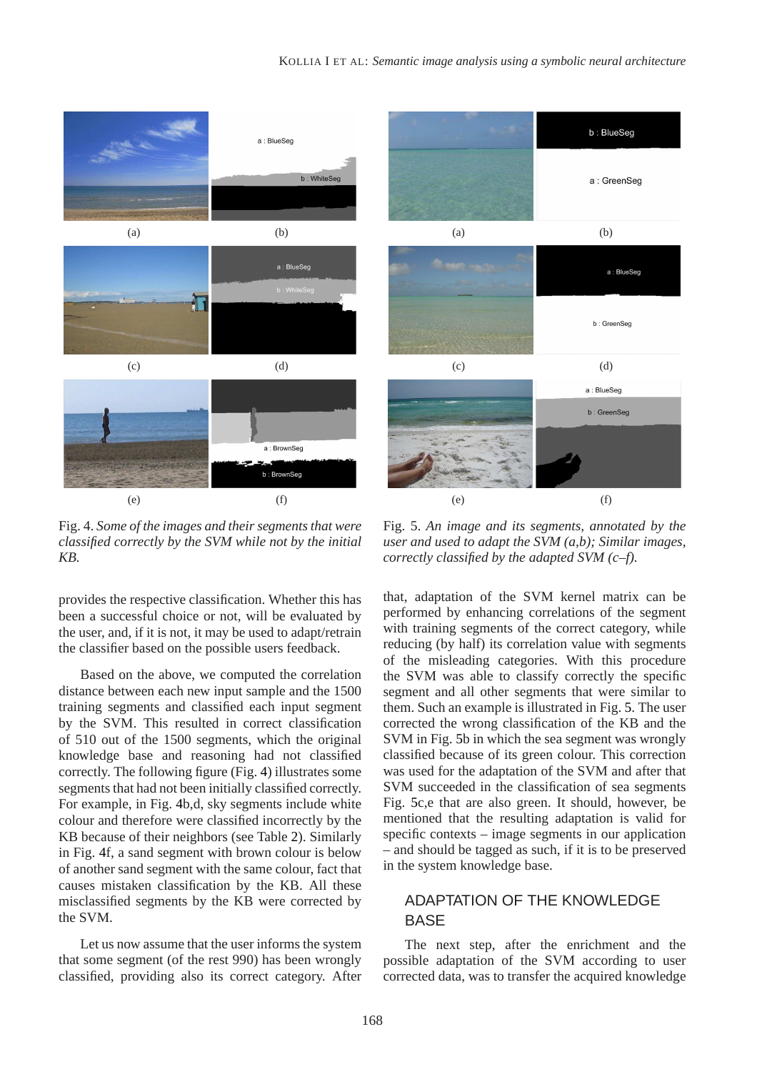Fig. 4. *Some of the images and their segments that were classified correctly by the SVM while not by the initial KB.*

Fig. 5. *An image and its segments, annotated by the user and used to adapt the SVM (a,b); Similar images, correctly classified by the adapted SVM (c–f).*

provides the respective classification. Whether this has been a successful choice or not, will be evaluated by the user, and, if it is not, it may be used to adapt/retrain the classifier based on the possible users feedback.

Based on the above, we computed the correlation distance between each new input sample and the 1500 training segments and classified each input segment by the SVM. This resulted in correct classification of 510 out of the 1500 segments, which the original knowledge base and reasoning had not classified correctly. The following figure (Fig. 4) illustrates some segments that had not been initially classified correctly. For example, in Fig. 4b,d, sky segments include white colour and therefore were classified incorrectly by the KB because of their neighbors (see Table 2). Similarly in Fig. 4f, a sand segment with brown colour is below of another sand segment with the same colour, fact that causes mistaken classification by the KB. All these misclassified segments by the KB were corrected by the SVM.

Let us now assume that the user informs the system that some segment (of the rest 990) has been wrongly classified, providing also its correct category. After that, adaptation of the SVM kernel matrix can be performed by enhancing correlations of the segment with training segments of the correct category, while reducing (by half) its correlation value with segments of the misleading categories. With this procedure the SVM was able to classify correctly the specific segment and all other segments that were similar to them. Such an example is illustrated in Fig. 5. The user corrected the wrong classification of the KB and the SVM in Fig. 5b in which the sea segment was wrongly classified because of its green colour. This correction was used for the adaptation of the SVM and after that SVM succeeded in the classification of sea segments Fig. 5c,e that are also green. It should, however, be mentioned that the resulting adaptation is valid for specific contexts – image segments in our application – and should be tagged as such, if it is to be preserved in the system knowledge base.

## ADAPTATION OF THE KNOWLEDGE BASE

The next step, after the enrichment and the possible adaptation of the SVM according to user corrected data, was to transfer the acquired knowledge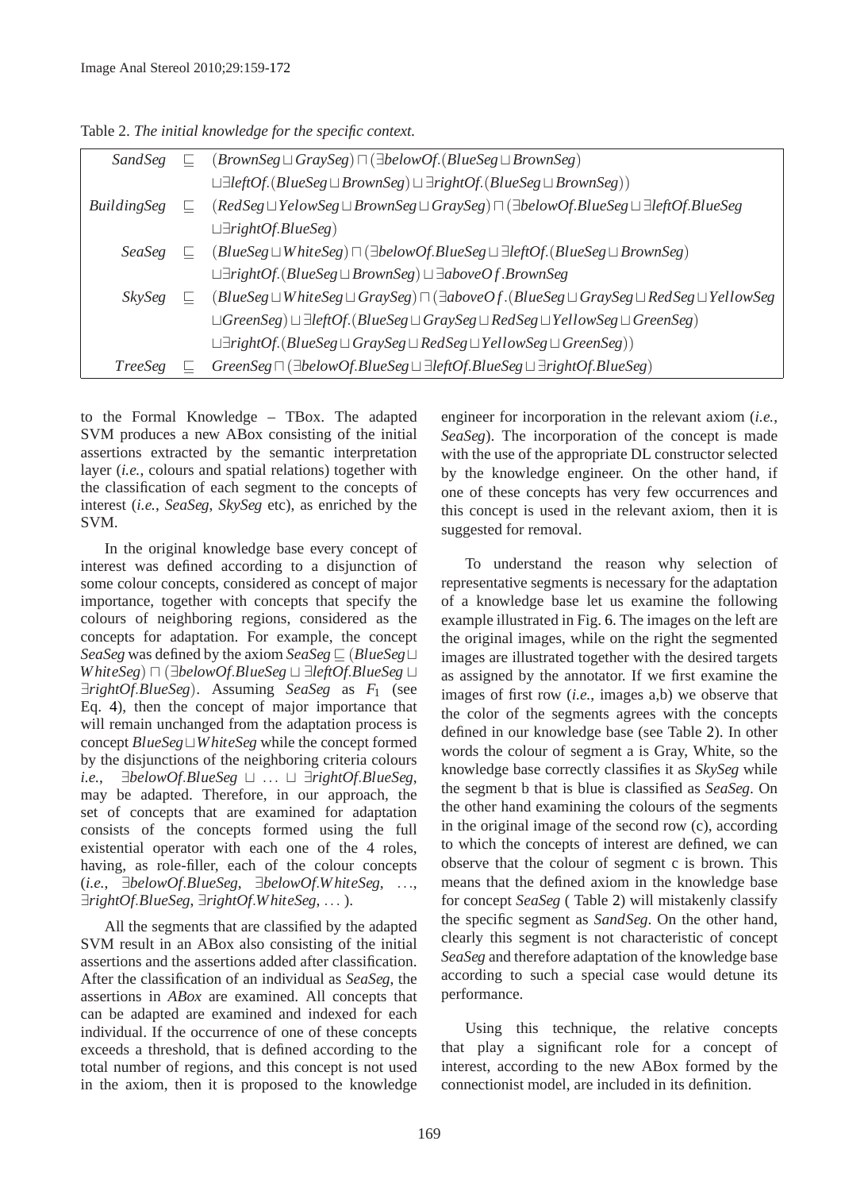Table 2. *The initial knowledge for the specific context.*

| | | |
|---|---|---|
| $SandSeg$ | $\sqsubseteq$ | $(BrownSeg \sqcup GraySeg) \sqcap (\exists belowOf.(BlueSeg \sqcup BrownSeg)$ |
| | | $\sqcup \exists leftOf.(BlueSeg \sqcup BrownSeg) \sqcup \exists rightOf.(BlueSeg \sqcup BrownSeg))$ |
| $BuildingSeg$ | $\sqsubseteq$ | $(RedSeg \sqcup YelowSeg \sqcup BrownSeg \sqcup GraySeg) \sqcap (\exists belowOf.BlueSeg \sqcup \exists leftOf.BlueSeg$ |
| | | $\sqcup \exists rightOf.BlueSeg)$ |
| $SeaSeg$ | $\sqsubseteq$ | $(BlueSeg \sqcup WhiteSeg) \sqcap (\exists belowOf.BlueSeg \sqcup \exists leftOf.(BlueSeg \sqcup BrownSeg)$ |
| | | $\sqcup \exists rightOf.(BlueSeg \sqcup BrownSeg) \sqcup \exists aboveOf.BrownSeg$ |
| $SkySeg$ | $\sqsubseteq$ | $(BlueSeg \sqcup WhiteSeg \sqcup GraySeg) \sqcap (\exists aboveOf.(BlueSeg \sqcup GraySeg \sqcup RedSeg \sqcup YellowSeg$ |
| | | $\sqcup GreenSeg) \sqcup \exists leftOf.(BlueSeg \sqcup GraySeg \sqcup RedSeg \sqcup YellowSeg \sqcup GreenSeg)$ |
| | | $\sqcup \exists rightOf.(BlueSeg \sqcup GraySeg \sqcup RedSeg \sqcup YellowSeg \sqcup GreenSeg))$ |
| $TreeSeg$ | $\sqsubseteq$ | $GreenSeg \sqcap (\exists belowOf.BlueSeg \sqcup \exists leftOf.BlueSeg \sqcup \exists rightOf.BlueSeg)$ |

to the Formal Knowledge – TBox. The adapted SVM produces a new ABox consisting of the initial assertions extracted by the semantic interpretation layer (*i.e.*, colours and spatial relations) together with the classification of each segment to the concepts of interest (*i.e.*, *SeaSeg*, *SkySeg* etc), as enriched by the SVM.

In the original knowledge base every concept of interest was defined according to a disjunction of some colour concepts, considered as concept of major importance, together with concepts that specify the colours of neighboring regions, considered as the concepts for adaptation. For example, the concept *SeaSeg* was defined by the axiom $SeaSeg \sqsubseteq (BlueSeg \sqcup WhiteSeg) \sqcap (\exists belowOf.BlueSeg \sqcup \exists leftOf.BlueSeg \sqcup \exists rightOf.BlueSeg)$. Assuming *SeaSeg* as $F_1$ (see Eq. 4), then the concept of major importance that will remain unchanged from the adaptation process is concept $BlueSeg \sqcup WhiteSeg$ while the concept formed by the disjunctions of the neighboring criteria colours *i.e.*, $\exists belowOf.BlueSeg \sqcup \ldots \sqcup \exists rightOf.BlueSeg$, may be adapted. Therefore, in our approach, the set of concepts that are examined for adaptation consists of the concepts formed using the full existential operator with each one of the 4 roles, having, as role-filler, each of the colour concepts (*i.e.*, $\exists belowOf.BlueSeg$, $\exists belowOf.WhiteSeg$, $\ldots$, $\exists rightOf.BlueSeg$, $\exists rightOf.WhiteSeg$, $\ldots$ ).

All the segments that are classified by the adapted SVM result in an ABox also consisting of the initial assertions and the assertions added after classification. After the classification of an individual as *SeaSeg*, the assertions in *ABox* are examined. All concepts that can be adapted are examined and indexed for each individual. If the occurrence of one of these concepts exceeds a threshold, that is defined according to the total number of regions, and this concept is not used in the axiom, then it is proposed to the knowledge engineer for incorporation in the relevant axiom (*i.e.*, *SeaSeg*). The incorporation of the concept is made with the use of the appropriate DL constructor selected by the knowledge engineer. On the other hand, if one of these concepts has very few occurrences and this concept is used in the relevant axiom, then it is suggested for removal.

To understand the reason why selection of representative segments is necessary for the adaptation of a knowledge base let us examine the following example illustrated in Fig. 6. The images on the left are the original images, while on the right the segmented images are illustrated together with the desired targets as assigned by the annotator. If we first examine the images of first row (*i.e.*, images a,b) we observe that the color of the segments agrees with the concepts defined in our knowledge base (see Table 2). In other words the colour of segment a is Gray, White, so the knowledge base correctly classifies it as *SkySeg* while the segment b that is blue is classified as *SeaSeg*. On the other hand examining the colours of the segments in the original image of the second row (c), according to which the concepts of interest are defined, we can observe that the colour of segment c is brown. This means that the defined axiom in the knowledge base for concept *SeaSeg* ( Table 2) will mistakenly classify the specific segment as *SandSeg*. On the other hand, clearly this segment is not characteristic of concept *SeaSeg* and therefore adaptation of the knowledge base according to such a special case would detune its performance.

Using this technique, the relative concepts that play a significant role for a concept of interest, according to the new ABox formed by the connectionist model, are included in its definition.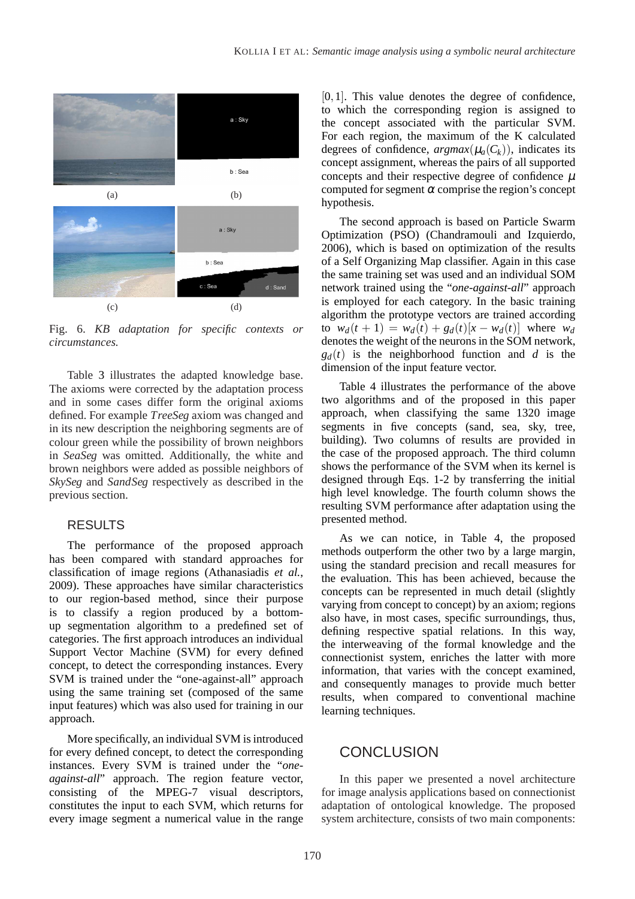(a) (b)

(c) (d)

Fig. 6. *KB adaptation for specific contexts or circumstances.*

Table 3 illustrates the adapted knowledge base. The axioms were corrected by the adaptation process and in some cases differ form the original axioms defined. For example *TreeSeg* axiom was changed and in its new description the neighboring segments are of colour green while the possibility of brown neighbors in *SeaSeg* was omitted. Additionally, the white and brown neighbors were added as possible neighbors of *SkySeg* and *SandSeg* respectively as described in the previous section.

## RESULTS

The performance of the proposed approach has been compared with standard approaches for classification of image regions (Athanasiadis *et al.*, 2009). These approaches have similar characteristics to our region-based method, since their purpose is to classify a region produced by a bottom-up segmentation algorithm to a predefined set of categories. The first approach introduces an individual Support Vector Machine (SVM) for every defined concept, to detect the corresponding instances. Every SVM is trained under the "one-against-all" approach using the same training set (composed of the same input features) which was also used for training in our approach.

More specifically, an individual SVM is introduced for every defined concept, to detect the corresponding instances. Every SVM is trained under the "*one-against-all*" approach. The region feature vector, consisting of the MPEG-7 visual descriptors, constitutes the input to each SVM, which returns for every image segment a numerical value in the range $[0,1]$. This value denotes the degree of confidence, to which the corresponding region is assigned to the concept associated with the particular SVM. For each region, the maximum of the K calculated degrees of confidence, $argmax(\mu_a(C_k))$, indicates its concept assignment, whereas the pairs of all supported concepts and their respective degree of confidence $\mu$ computed for segment $\alpha$ comprise the region's concept hypothesis.

The second approach is based on Particle Swarm Optimization (PSO) (Chandramouli and Izquierdo, 2006), which is based on optimization of the results of a Self Organizing Map classifier. Again in this case the same training set was used and an individual SOM network trained using the "*one-against-all*" approach is employed for each category. In the basic training algorithm the prototype vectors are trained according to $w_d(t+1) = w_d(t) + g_d(t)[x - w_d(t)]$ where $w_d$ denotes the weight of the neurons in the SOM network, $g_d(t)$ is the neighborhood function and $d$ is the dimension of the input feature vector.

Table 4 illustrates the performance of the above two algorithms and of the proposed in this paper approach, when classifying the same 1320 image segments in five concepts (sand, sea, sky, tree, building). Two columns of results are provided in the case of the proposed approach. The third column shows the performance of the SVM when its kernel is designed through Eqs. 1-2 by transferring the initial high level knowledge. The fourth column shows the resulting SVM performance after adaptation using the presented method.

As we can notice, in Table 4, the proposed methods outperform the other two by a large margin, using the standard precision and recall measures for the evaluation. This has been achieved, because the concepts can be represented in much detail (slightly varying from concept to concept) by an axiom; regions also have, in most cases, specific surroundings, thus, defining respective spatial relations. In this way, the interweaving of the formal knowledge and the connectionist system, enriches the latter with more information, that varies with the concept examined, and consequently manages to provide much better results, when compared to conventional machine learning techniques.

## CONCLUSION

In this paper we presented a novel architecture for image analysis applications based on connectionist adaptation of ontological knowledge. The proposed system architecture, consists of two main components: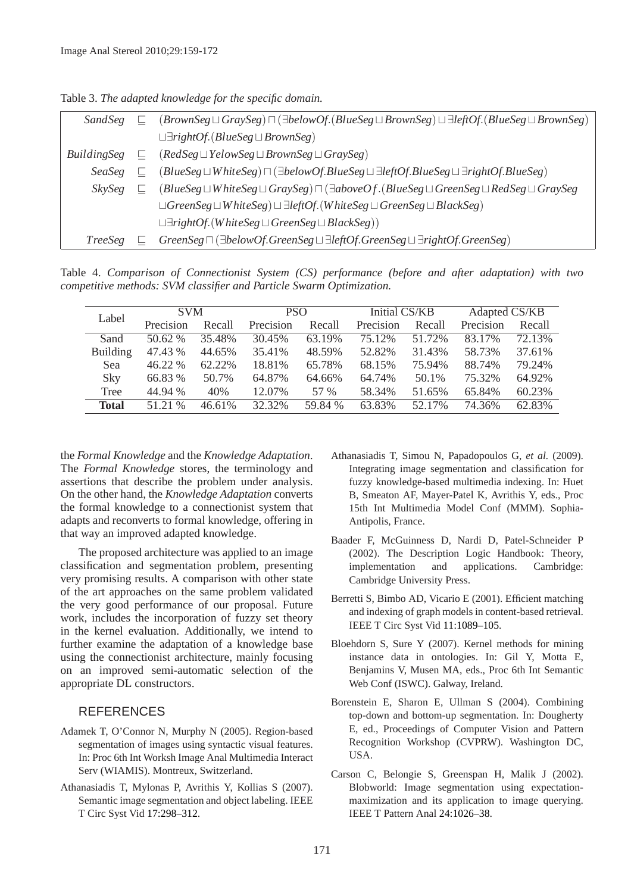Table 3. *The adapted knowledge for the specific domain.*

| | | |
|---|---|---|
| $SandSeg$ | $\sqsubseteq$ | $(BrownSeg \sqcup GraySeg) \sqcap (\exists belowOf.(BlueSeg \sqcup BrownSeg) \sqcup \exists leftOf.(BlueSeg \sqcup BrownSeg)$ |
| | | $\sqcup \exists rightOf.(BlueSeg \sqcup BrownSeg)$ |
| $BuildingSeg$ | $\sqsubseteq$ | $(RedSeg \sqcup YelowSeg \sqcup BrownSeg \sqcup GraySeg)$ |
| $SeaSeg$ | $\sqsubseteq$ | $(BlueSeg \sqcup WhiteSeg) \sqcap (\exists belowOf.BlueSeg \sqcup \exists leftOf.BlueSeg \sqcup \exists rightOf.BlueSeg)$ |
| $SkySeg$ | $\sqsubseteq$ | $(BlueSeg \sqcup WhiteSeg \sqcup GraySeg) \sqcap (\exists aboveOf.(BlueSeg \sqcup GreenSeg \sqcup RedSeg \sqcup GraySeg$ |
| | | $\sqcup GreenSeg \sqcup WhiteSeg) \sqcup \exists leftOf.(WhiteSeg \sqcup GreenSeg \sqcup BlackSeg)$ |
| | | $\sqcup \exists rightOf.(WhiteSeg \sqcup GreenSeg \sqcup BlackSeg))$ |
| $TreeSeg$ | $\sqsubseteq$ | $GreenSeg \sqcap (\exists belowOf.GreenSeg \sqcup \exists leftOf.GreenSeg \sqcup \exists rightOf.GreenSeg)$ |

Table 4. *Comparison of Connectionist System (CS) performance (before and after adaptation) with two competitive methods: SVM classifier and Particle Swarm Optimization.*

| Label | SVM | | PSO | | Initial CS/KB | | Adapted CS/KB | |
|---|---|---|---|---|---|---|---|---|
| | Precision | Recall | Precision | Recall | Precision | Recall | Precision | Recall |
| Sand | 50.62 % | 35.48% | 30.45% | 63.19% | 75.12% | 51.72% | 83.17% | 72.13% |
| Building | 47.43 % | 44.65% | 35.41% | 48.59% | 52.82% | 31.43% | 58.73% | 37.61% |
| Sea | 46.22 % | 62.22% | 18.81% | 65.78% | 68.15% | 75.94% | 88.74% | 79.24% |
| Sky | 66.83 % | 50.7% | 64.87% | 64.66% | 64.74% | 50.1% | 75.32% | 64.92% |
| Tree | 44.94 % | 40% | 12.07% | 57 % | 58.34% | 51.65% | 65.84% | 60.23% |
| **Total** | 51.21 % | 46.61% | 32.32% | 59.84 % | 63.83% | 52.17% | 74.36% | 62.83% |

the *Formal Knowledge* and the *Knowledge Adaptation*. The *Formal Knowledge* stores, the terminology and assertions that describe the problem under analysis. On the other hand, the *Knowledge Adaptation* converts the formal knowledge to a connectionist system that adapts and reconverts to formal knowledge, offering in that way an improved adapted knowledge.

The proposed architecture was applied to an image classification and segmentation problem, presenting very promising results. A comparison with other state of the art approaches on the same problem validated the very good performance of our proposal. Future work, includes the incorporation of fuzzy set theory in the kernel evaluation. Additionally, we intend to further examine the adaptation of a knowledge base using the connectionist architecture, mainly focusing on an improved semi-automatic selection of the appropriate DL constructors.

## REFERENCES

Adamek T, O'Connor N, Murphy N (2005). Region-based segmentation of images using syntactic visual features. In: Proc 6th Int Worksh Image Anal Multimedia Interact Serv (WIAMIS). Montreux, Switzerland.

Athanasiadis T, Mylonas P, Avrithis Y, Kollias S (2007). Semantic image segmentation and object labeling. IEEE T Circ Syst Vid 17:298–312.

Athanasiadis T, Simou N, Papadopoulos G, *et al.* (2009). Integrating image segmentation and classification for fuzzy knowledge-based multimedia indexing. In: Huet B, Smeaton AF, Mayer-Patel K, Avrithis Y, eds., Proc 15th Int Multimedia Model Conf (MMM). Sophia-Antipolis, France.

Baader F, McGuinness D, Nardi D, Patel-Schneider P (2002). The Description Logic Handbook: Theory, implementation and applications. Cambridge: Cambridge University Press.

Berretti S, Bimbo AD, Vicario E (2001). Efficient matching and indexing of graph models in content-based retrieval. IEEE T Circ Syst Vid 11:1089–105.

Bloehdorn S, Sure Y (2007). Kernel methods for mining instance data in ontologies. In: Gil Y, Motta E, Benjamins V, Musen MA, eds., Proc 6th Int Semantic Web Conf (ISWC). Galway, Ireland.

Borenstein E, Sharon E, Ullman S (2004). Combining top-down and bottom-up segmentation. In: Dougherty E, ed., Proceedings of Computer Vision and Pattern Recognition Workshop (CVPRW). Washington DC, USA.

Carson C, Belongie S, Greenspan H, Malik J (2002). Blobworld: Image segmentation using expectation-maximization and its application to image querying. IEEE T Pattern Anal 24:1026–38.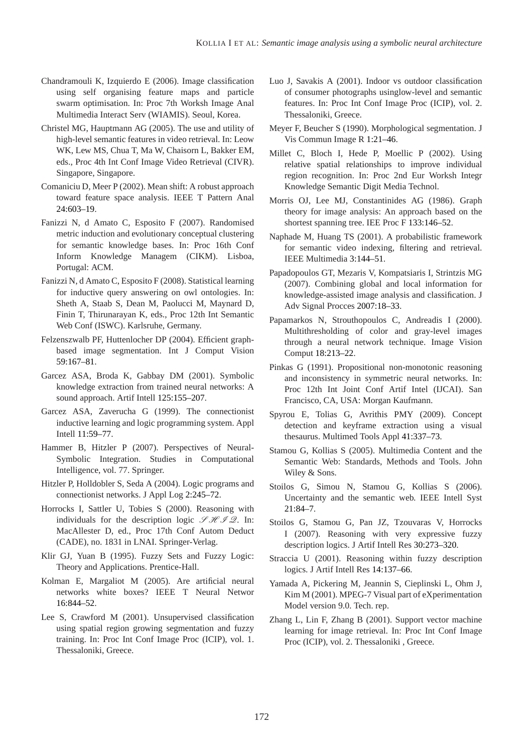Chandramouli K, Izquierdo E (2006). Image classification using self organising feature maps and particle swarm optimisation. In: Proc 7th Worksh Image Anal Multimedia Interact Serv (WIAMIS). Seoul, Korea.

Christel MG, Hauptmann AG (2005). The use and utility of high-level semantic features in video retrieval. In: Leow WK, Lew MS, Chua T, Ma W, Chaisorn L, Bakker EM, eds., Proc 4th Int Conf Image Video Retrieval (CIVR). Singapore, Singapore.

Comaniciu D, Meer P (2002). Mean shift: A robust approach toward feature space analysis. IEEE T Pattern Anal 24:603–19.

Fanizzi N, d Amato C, Esposito F (2007). Randomised metric induction and evolutionary conceptual clustering for semantic knowledge bases. In: Proc 16th Conf Inform Knowledge Managem (CIKM). Lisboa, Portugal: ACM.

Fanizzi N, d Amato C, Esposito F (2008). Statistical learning for inductive query answering on owl ontologies. In: Sheth A, Staab S, Dean M, Paolucci M, Maynard D, Finin T, Thirunarayan K, eds., Proc 12th Int Semantic Web Conf (ISWC). Karlsruhe, Germany.

Felzenszwalb PF, Huttenlocher DP (2004). Efficient graph-based image segmentation. Int J Comput Vision 59:167–81.

Garcez ASA, Broda K, Gabbay DM (2001). Symbolic knowledge extraction from trained neural networks: A sound approach. Artif Intell 125:155–207.

Garcez ASA, Zaverucha G (1999). The connectionist inductive learning and logic programming system. Appl Intell 11:59–77.

Hammer B, Hitzler P (2007). Perspectives of Neural-Symbolic Integration. Studies in Computational Intelligence, vol. 77. Springer.

Hitzler P, Holldobler S, Seda A (2004). Logic programs and connectionist networks. J Appl Log 2:245–72.

Horrocks I, Sattler U, Tobies S (2000). Reasoning with individuals for the description logic $\mathcal{SHIQ}$. In: MacAllester D, ed., Proc 17th Conf Autom Deduct (CADE), no. 1831 in LNAI. Springer-Verlag.

Klir GJ, Yuan B (1995). Fuzzy Sets and Fuzzy Logic: Theory and Applications. Prentice-Hall.

Kolman E, Margaliot M (2005). Are artificial neural networks white boxes? IEEE T Neural Networ 16:844–52.

Lee S, Crawford M (2001). Unsupervised classification using spatial region growing segmentation and fuzzy training. In: Proc Int Conf Image Proc (ICIP), vol. 1. Thessaloniki, Greece.

Luo J, Savakis A (2001). Indoor vs outdoor classification of consumer photographs usinglow-level and semantic features. In: Proc Int Conf Image Proc (ICIP), vol. 2. Thessaloniki, Greece.

Meyer F, Beucher S (1990). Morphological segmentation. J Vis Commun Image R 1:21–46.

Millet C, Bloch I, Hede P, Moellic P (2002). Using relative spatial relationships to improve individual region recognition. In: Proc 2nd Eur Worksh Integr Knowledge Semantic Digit Media Technol.

Morris OJ, Lee MJ, Constantinides AG (1986). Graph theory for image analysis: An approach based on the shortest spanning tree. IEE Proc F 133:146–52.

Naphade M, Huang TS (2001). A probabilistic framework for semantic video indexing, filtering and retrieval. IEEE Multimedia 3:144–51.

Papadopoulos GT, Mezaris V, Kompatsiaris I, Strintzis MG (2007). Combining global and local information for knowledge-assisted image analysis and classification. J Adv Signal Procces 2007:18–33.

Papamarkos N, Strouthopoulos C, Andreadis I (2000). Multithresholding of color and gray-level images through a neural network technique. Image Vision Comput 18:213–22.

Pinkas G (1991). Propositional non-monotonic reasoning and inconsistency in symmetric neural networks. In: Proc 12th Int Joint Conf Artif Intel (IJCAI). San Francisco, CA, USA: Morgan Kaufmann.

Spyrou E, Tolias G, Avrithis PMY (2009). Concept detection and keyframe extraction using a visual thesaurus. Multimed Tools Appl 41:337–73.

Stamou G, Kollias S (2005). Multimedia Content and the Semantic Web: Standards, Methods and Tools. John Wiley & Sons.

Stoilos G, Simou N, Stamou G, Kollias S (2006). Uncertainty and the semantic web. IEEE Intell Syst 21:84–7.

Stoilos G, Stamou G, Pan JZ, Tzouvaras V, Horrocks I (2007). Reasoning with very expressive fuzzy description logics. J Artif Intell Res 30:273–320.

Straccia U (2001). Reasoning within fuzzy description logics. J Artif Intell Res 14:137–66.

Yamada A, Pickering M, Jeannin S, Cieplinski L, Ohm J, Kim M (2001). MPEG-7 Visual part of eXperimentation Model version 9.0. Tech. rep.

Zhang L, Lin F, Zhang B (2001). Support vector machine learning for image retrieval. In: Proc Int Conf Image Proc (ICIP), vol. 2. Thessaloniki , Greece.